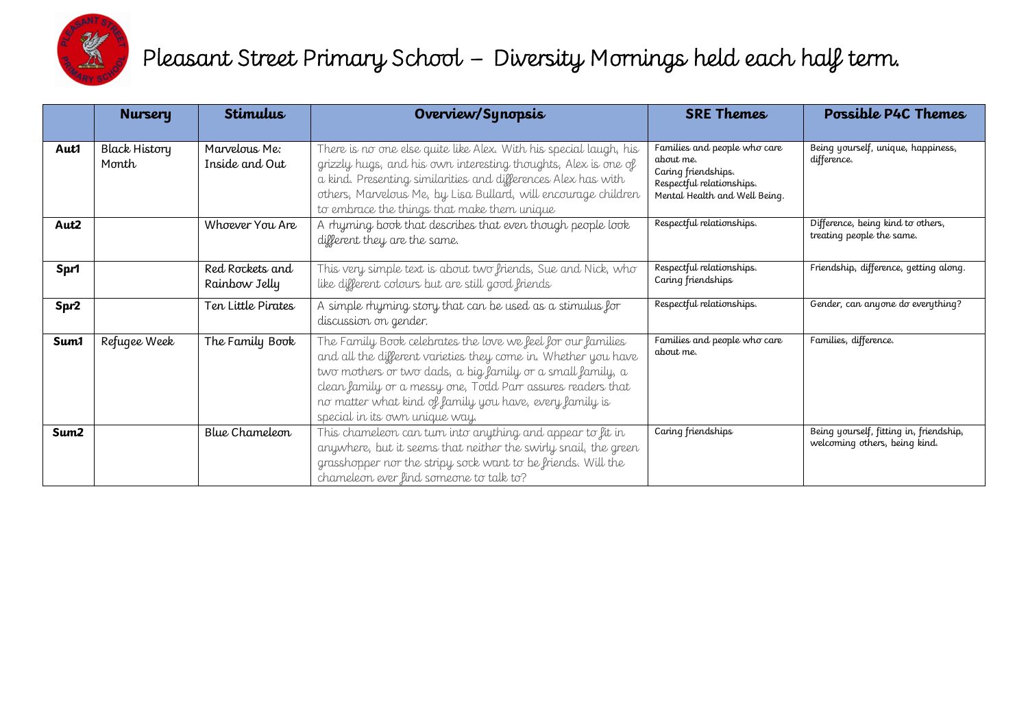# Pleasant Street Primary School – Diversity Mornings held each half term.

| | Nursery | Stimulus | Overview/Synopsis | SRE Themes | Possible P4C Themes |
|---|---|---|---|---|---|
| **Aut1** | Black History Month | Marvelous Me: Inside and Out | There is no one else quite like Alex. With his special laugh, his grizzly hugs, and his own interesting thoughts, Alex is one of a kind. Presenting similarities and differences Alex has with others, Marvelous Me, by Lisa Bullard, will encourage children to embrace the things that make them unique | Families and people who care about me. Caring friendships. Respectful relationships. Mental Health and Well Being. | Being yourself, unique, happiness, difference. |
| **Aut2** | | Whoever You Are | A rhyming book that describes that even though people look different they are the same. | Respectful relationships. | Difference, being kind to others, treating people the same. |
| **Spr1** | | Red Rockets and Rainbow Jelly | This very simple text is about two friends, Sue and Nick, who like different colours but are still good friends | Respectful relationships. Caring friendships | Friendship, difference, getting along. |
| **Spr2** | | Ten Little Pirates | A simple rhyming story that can be used as a stimulus for discussion on gender. | Respectful relationships. | Gender, can anyone do everything? |
| **Sum1** | Refugee Week | The Family Book | The Family Book celebrates the love we feel for our families and all the different varieties they come in. Whether you have two mothers or two dads, a big family or a small family, a clean family or a messy one, Todd Parr assures readers that no matter what kind of family you have, every family is special in its own unique way. | Families and people who care about me. | Families, difference. |
| **Sum2** | | Blue Chameleon | This chameleon can turn into anything and appear to fit in anywhere, but it seems that neither the swirly snail, the green grasshopper nor the stripy sock want to be friends. Will the chameleon ever find someone to talk to? | Caring friendships | Being yourself, fitting in, friendship, welcoming others, being kind. |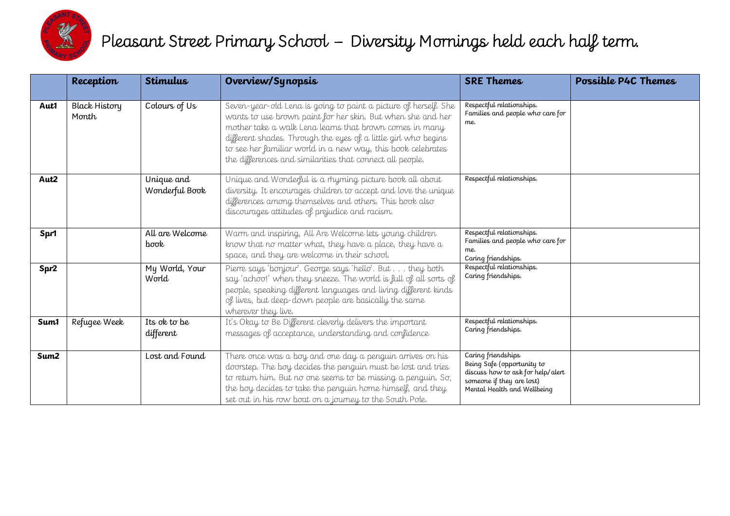# Pleasant Street Primary School – Diversity Mornings held each half term.

| | Reception | Stimulus | Overview/Synopsis | SRE Themes | Possible P4C Themes |
|---|---|---|---|---|---|
| **Aut1** | Black History Month | Colours of Us | Seven-year-old Lena is going to paint a picture of herself. She wants to use brown paint for her skin. But when she and her mother take a walk Lena learns that brown comes in many different shades. Through the eyes of a little girl who begins to see her familiar world in a new way, this book celebrates the differences and similarities that connect all people. | Respectful relationships. Families and people who care for me. | |
| **Aut2** | | Unique and Wonderful Book | Unique and Wonderful is a rhyming picture book all about diversity. It encourages children to accept and love the unique differences among themselves and others. This book also discourages attitudes of prejudice and racism. | Respectful relationships. | |
| **Spr1** | | All are Welcome book | Warm and inspiring, All Are Welcome lets young children know that no matter what, they have a place, they have a space, and they are welcome in their school. | Respectful relationships. Families and people who care for me. Caring friendships. | |
| **Spr2** | | My World, Your World | Pierre says 'bonjour'. George says 'hello'. But . . . they both say 'achoo!' when they sneeze. The world is full of all sorts of people, speaking different languages and living different kinds of lives, but deep-down people are basically the same wherever they live. | Respectful relationships. Caring friendships. | |
| **Sum1** | Refugee Week | Its ok to be different | It's Okay to Be Different cleverly delivers the important messages of acceptance, understanding and confidence | Respectful relationships. Caring friendships. | |
| **Sum2** | | Lost and Found | There once was a boy and one day a penguin arrives on his doorstep. The boy decides the penguin must be lost and tries to return him. But no one seems to be missing a penguin. So, the boy decides to take the penguin home himself, and they set out in his row boat on a journey to the South Pole. | Caring friendships Being Safe (opportunity to discuss how to ask for help/alert someone if they are lost) Mental Health and Wellbeing | |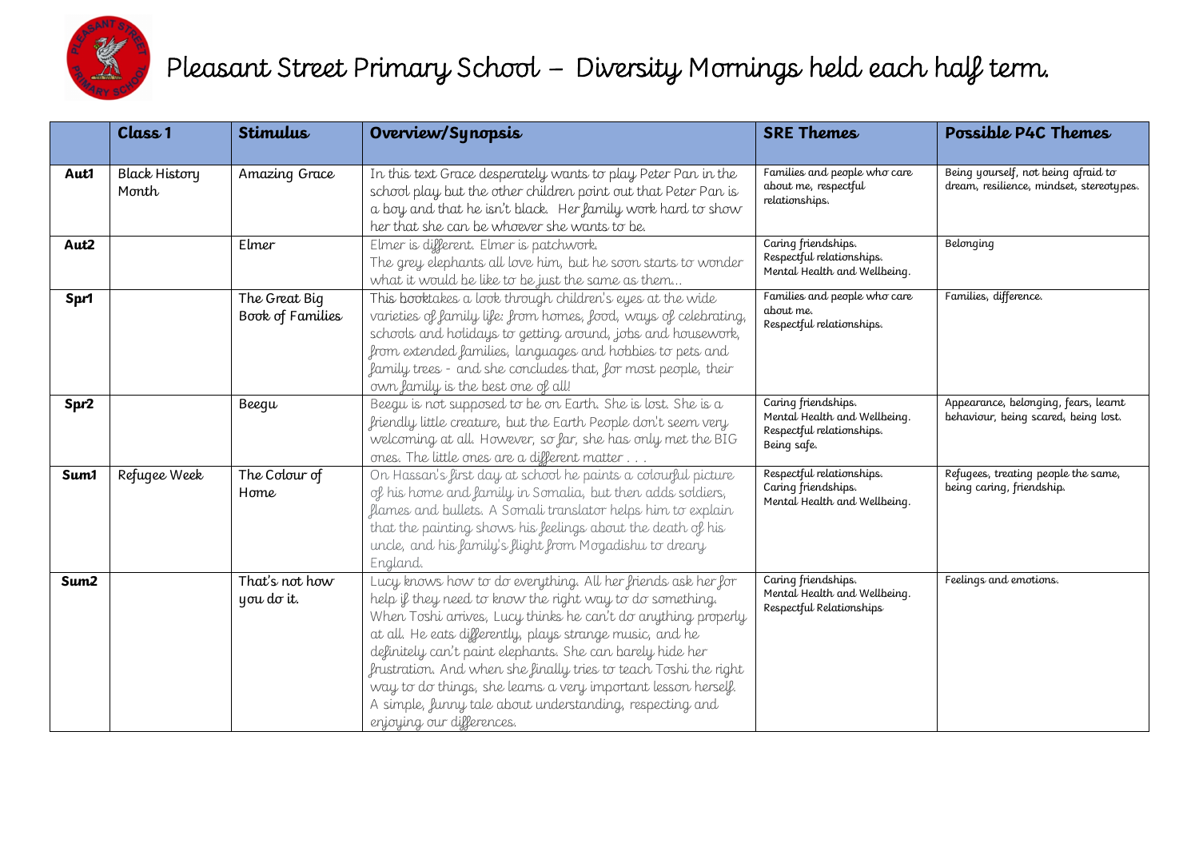# Pleasant Street Primary School – Diversity Mornings held each half term.

| | Class 1 | Stimulus | Overview/Synopsis | SRE Themes | Possible P4C Themes |
|---|---|---|---|---|---|
| Aut1 | Black History Month | Amazing Grace | In this text Grace desperately wants to play Peter Pan in the school play but the other children point out that Peter Pan is a boy and that he isn't black. Her family work hard to show her that she can be whoever she wants to be. | Families and people who care about me, respectful relationships. | Being yourself, not being afraid to dream, resilience, mindset, stereotypes. |
| Aut2 | | Elmer | Elmer is different. Elmer is patchwork. The grey elephants all love him, but he soon starts to wonder what it would be like to be just the same as them… | Caring friendships. Respectful relationships. Mental Health and Wellbeing. | Belonging |
| Spr1 | | The Great Big Book of Families | This booktakes a look through children's eyes at the wide varieties of family life: from homes, food, ways of celebrating, schools and holidays to getting around, jobs and housework, from extended families, languages and hobbies to pets and family trees - and she concludes that, for most people, their own family is the best one of all! | Families and people who care about me. Respectful relationships. | Families, difference. |
| Spr2 | | Beegu | Beegu is not supposed to be on Earth. She is lost. She is a friendly little creature, but the Earth People don't seem very welcoming at all. However, so far, she has only met the BIG ones. The little ones are a different matter . . . | Caring friendships. Mental Health and Wellbeing. Respectful relationships. Being safe. | Appearance, belonging, fears, learnt behaviour, being scared, being lost. |
| Sum1 | Refugee Week | The Colour of Home | On Hassan's first day at school he paints a colourful picture of his home and family in Somalia, but then adds soldiers, flames and bullets. A Somali translator helps him to explain that the painting shows his feelings about the death of his uncle, and his family's flight from Mogadishu to dreary England. | Respectful relationships. Caring friendships. Mental Health and Wellbeing. | Refugees, treating people the same, being caring, friendship. |
| Sum2 | | That's not how you do it. | Lucy knows how to do everything. All her friends ask her for help if they need to know the right way to do something. When Toshi arrives, Lucy thinks he can't do anything properly at all. He eats differently, plays strange music, and he definitely can't paint elephants. She can barely hide her frustration. And when she finally tries to teach Toshi the right way to do things, she learns a very important lesson herself. A simple, funny tale about understanding, respecting and enjoying our differences. | Caring friendships. Mental Health and Wellbeing. Respectful Relationships | Feelings and emotions. |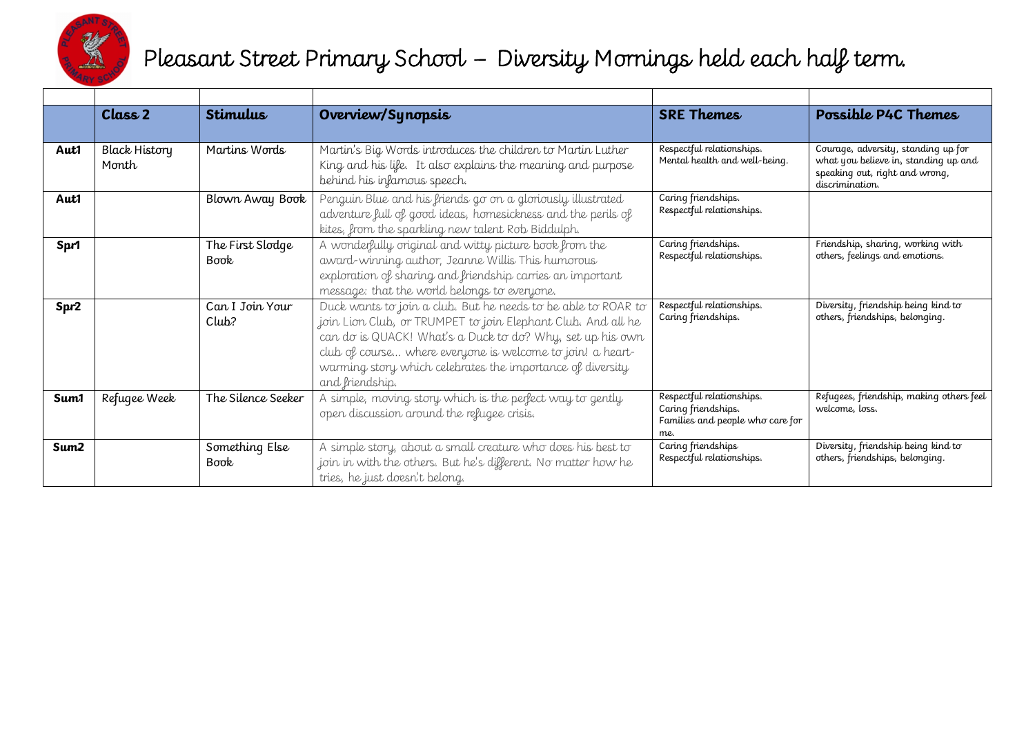# Pleasant Street Primary School – Diversity Mornings held each half term.

| | Class 2 | Stimulus | Overview/Synopsis | SRE Themes | Possible P4C Themes |
|---|---|---|---|---|---|
| **Aut1** | Black History Month | Martins Words | Martin's Big Words introduces the children to Martin Luther King and his life. It also explains the meaning and purpose behind his infamous speech. | Respectful relationships. Mental health and well-being. | Courage, adversity, standing up for what you believe in, standing up and speaking out, right and wrong, discrimination. |
| **Aut1** | | Blown Away Book | Penguin Blue and his friends go on a gloriously illustrated adventure full of good ideas, homesickness and the perils of kites, from the sparkling new talent Rob Biddulph. | Caring friendships. Respectful relationships. | |
| **Spr1** | | The First Slodge Book | A wonderfully original and witty picture book from the award-winning author, Jeanne Willis This humorous exploration of sharing and friendship carries an important message: that the world belongs to everyone. | Caring friendships. Respectful relationships. | Friendship, sharing, working with others, feelings and emotions. |
| **Spr2** | | Can I Join Your Club? | Duck wants to join a club. But he needs to be able to ROAR to join Lion Club, or TRUMPET to join Elephant Club. And all he can do is QUACK! What's a Duck to do? Why, set up his own club of course... where everyone is welcome to join! a heart-warming story which celebrates the importance of diversity and friendship. | Respectful relationships. Caring friendships. | Diversity, friendship being kind to others, friendships, belonging. |
| **Sum1** | Refugee Week | The Silence Seeker | A simple, moving story which is the perfect way to gently open discussion around the refugee crisis. | Respectful relationships. Caring friendships. Families and people who care for me. | Refugees, friendship, making others feel welcome, loss. |
| **Sum2** | | Something Else Book | A simple story, about a small creature who does his best to join in with the others. But he's different. No matter how he tries, he just doesn't belong. | Caring friendships Respectful relationships. | Diversity, friendship being kind to others, friendships, belonging. |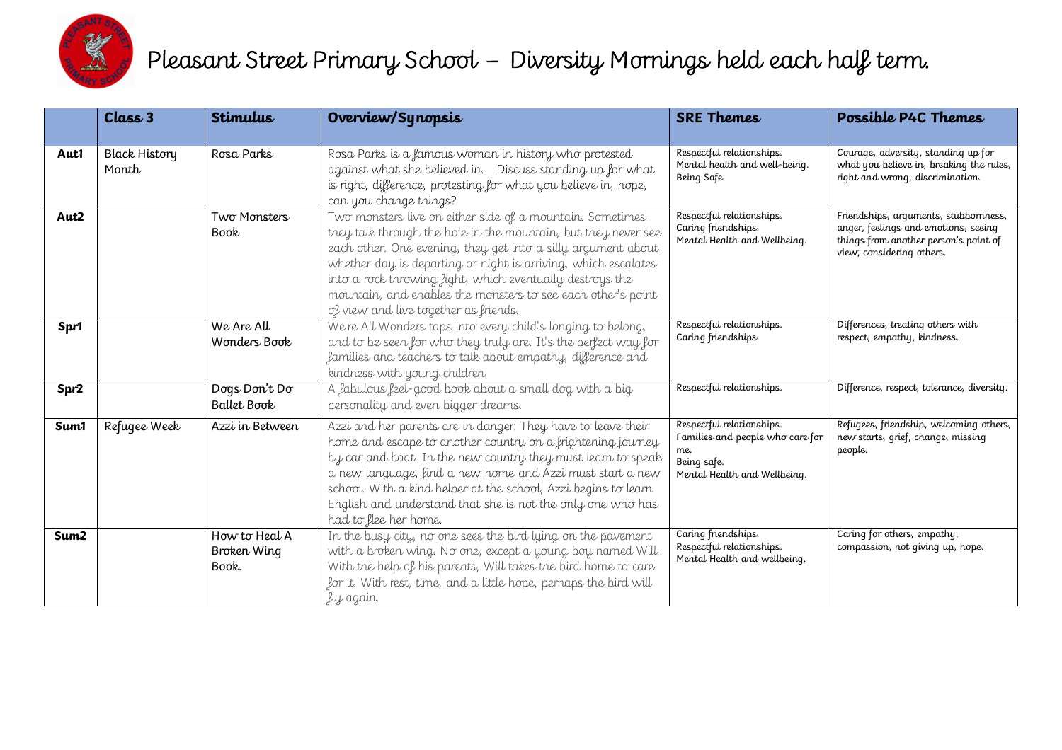# Pleasant Street Primary School – Diversity Mornings held each half term.

| | Class 3 | Stimulus | Overview/Synopsis | SRE Themes | Possible P4C Themes |
|---|---|---|---|---|---|
| Aut1 | Black History Month | Rosa Parks | Rosa Parks is a famous woman in history who protested against what she believed in. Discuss standing up for what is right, difference, protesting for what you believe in, hope, can you change things? | Respectful relationships. Mental health and well-being. Being Safe. | Courage, adversity, standing up for what you believe in, breaking the rules, right and wrong, discrimination. |
| Aut2 | | Two Monsters Book | Two monsters live on either side of a mountain. Sometimes they talk through the hole in the mountain, but they never see each other. One evening, they get into a silly argument about whether day is departing or night is arriving, which escalates into a rock throwing fight, which eventually destroys the mountain, and enables the monsters to see each other's point of view and live together as friends. | Respectful relationships. Caring friendships. Mental Health and Wellbeing. | Friendships, arguments, stubbornness, anger, feelings and emotions, seeing things from another person's point of view, considering others. |
| Spr1 | | We Are All Wonders Book | We're All Wonders taps into every child's longing to belong, and to be seen for who they truly are. It's the perfect way for families and teachers to talk about empathy, difference and kindness with young children. | Respectful relationships. Caring friendships. | Differences, treating others with respect, empathy, kindness. |
| Spr2 | | Dogs Don't Do Ballet Book | A fabulous feel-good book about a small dog with a big personality and even bigger dreams. | Respectful relationships. | Difference, respect, tolerance, diversity. |
| Sum1 | Refugee Week | Azzi in Between | Azzi and her parents are in danger. They have to leave their home and escape to another country on a frightening journey by car and boat. In the new country they must learn to speak a new language, find a new home and Azzi must start a new school. With a kind helper at the school, Azzi begins to learn English and understand that she is not the only one who has had to flee her home. | Respectful relationships. Families and people who care for me. Being safe. Mental Health and Wellbeing. | Refugees, friendship, welcoming others, new starts, grief, change, missing people. |
| Sum2 | | How to Heal A Broken Wing Book. | In the busy city, no one sees the bird lying on the pavement with a broken wing. No one, except a young boy named Will. With the help of his parents, Will takes the bird home to care for it. With rest, time, and a little hope, perhaps the bird will fly again. | Caring friendships. Respectful relationships. Mental Health and wellbeing. | Caring for others, empathy, compassion, not giving up, hope. |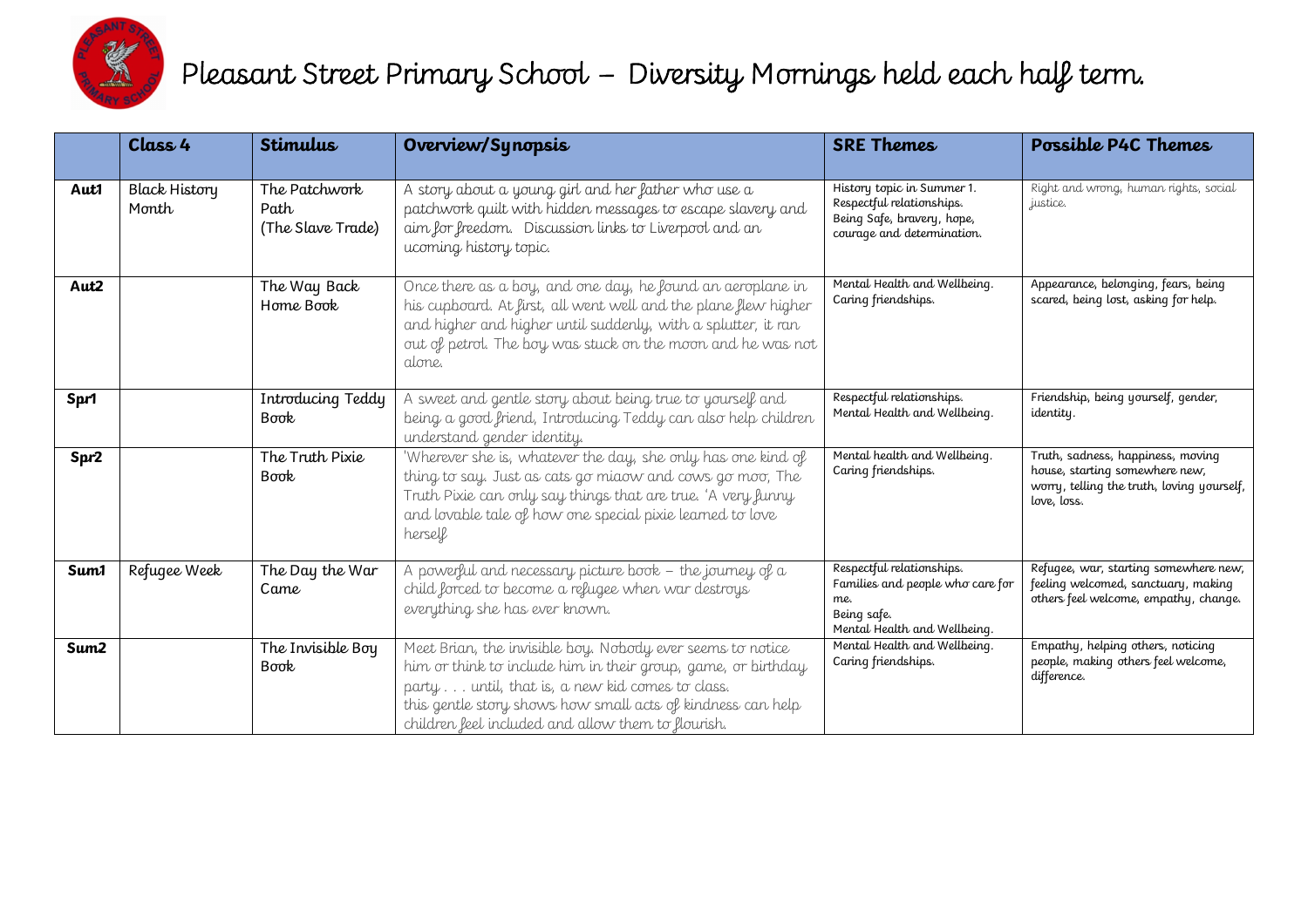# Pleasant Street Primary School – Diversity Mornings held each half term.

| | Class 4 | Stimulus | Overview/Synopsis | SRE Themes | Possible P4C Themes |
|---|---|---|---|---|---|
| Aut1 | Black History Month | The Patchwork Path (The Slave Trade) | A story about a young girl and her father who use a patchwork quilt with hidden messages to escape slavery and aim for freedom. Discussion links to Liverpool and an ucoming history topic. | History topic in Summer 1. Respectful relationships. Being Safe, bravery, hope, courage and determination. | Right and wrong, human rights, social justice. |
| Aut2 | | The Way Back Home Book | Once there as a boy, and one day, he found an aeroplane in his cupboard. At first, all went well and the plane flew higher and higher and higher until suddenly, with a splutter, it ran out of petrol. The boy was stuck on the moon and he was not alone. | Mental Health and Wellbeing. Caring friendships. | Appearance, belonging, fears, being scared, being lost, asking for help. |
| Spr1 | | Introducing Teddy Book | A sweet and gentle story about being true to yourself and being a good friend, Introducing Teddy can also help children understand gender identity. | Respectful relationships. Mental Health and Wellbeing. | Friendship, being yourself, gender, identity. |
| Spr2 | | The Truth Pixie Book | 'Wherever she is, whatever the day, she only has one kind of thing to say. Just as cats go miaow and cows go moo, The Truth Pixie can only say things that are true. 'A very funny and lovable tale of how one special pixie learned to love herself | Mental health and Wellbeing. Caring friendships. | Truth, sadness, happiness, moving house, starting somewhere new, worry, telling the truth, loving yourself, love, loss. |
| Sum1 | Refugee Week | The Day the War Came | A powerful and necessary picture book – the journey of a child forced to become a refugee when war destroys everything she has ever known. | Respectful relationships. Families and people who care for me. Being safe. Mental Health and Wellbeing. | Refugee, war, starting somewhere new, feeling welcomed, sanctuary, making others feel welcome, empathy, change. |
| Sum2 | | The Invisible Boy Book | Meet Brian, the invisible boy. Nobody ever seems to notice him or think to include him in their group, game, or birthday party . . . until, that is, a new kid comes to class. this gentle story shows how small acts of kindness can help children feel included and allow them to flourish. | Mental Health and Wellbeing. Caring friendships. | Empathy, helping others, noticing people, making others feel welcome, difference. |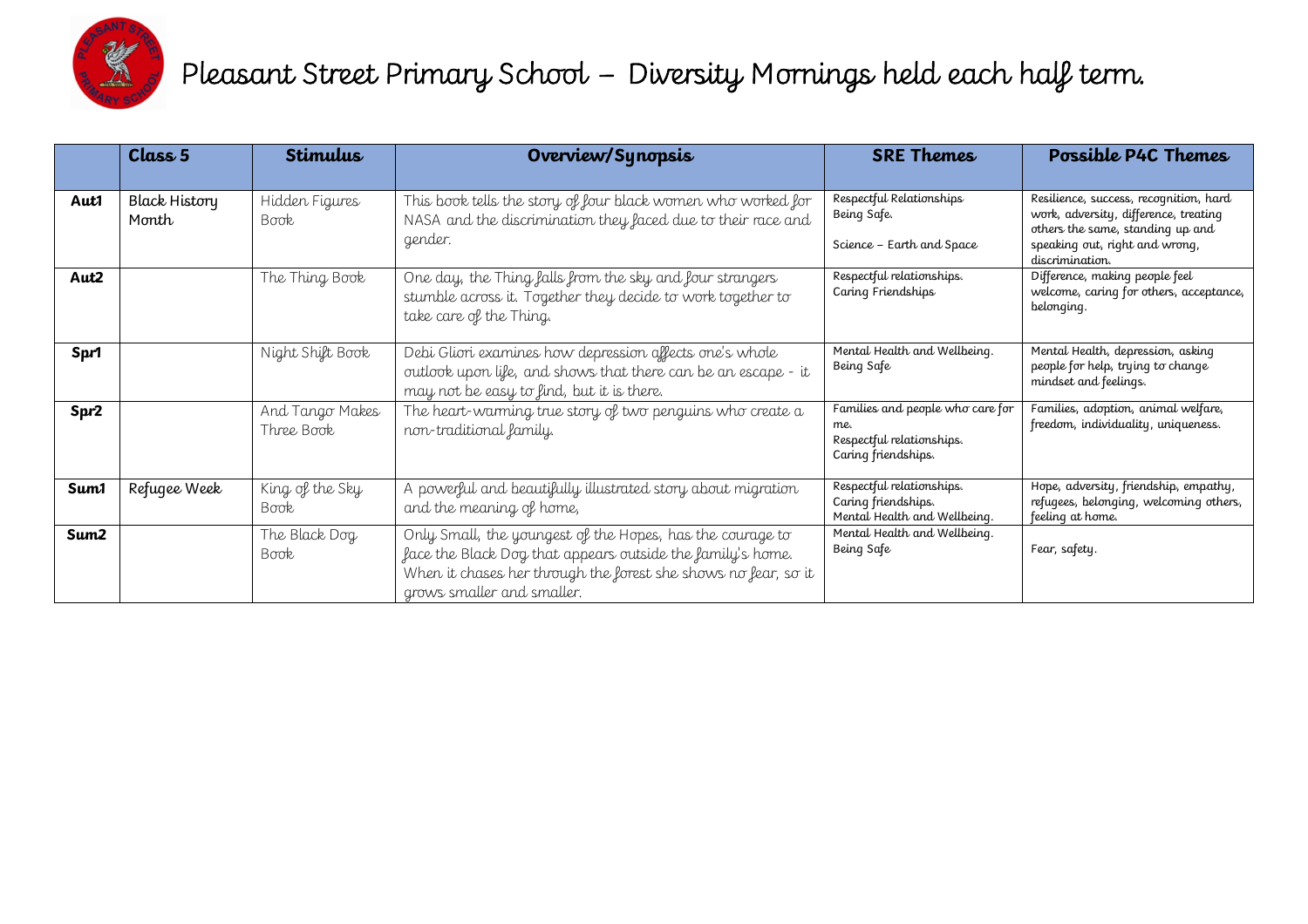# Pleasant Street Primary School – Diversity Mornings held each half term.

| | Class 5 | Stimulus | Overview/Synopsis | SRE Themes | Possible P4C Themes |
|---|---|---|---|---|---|
| Aut1 | Black History Month | Hidden Figures Book | This book tells the story of four black women who worked for NASA and the discrimination they faced due to their race and gender. | Respectful Relationships<br>Being Safe.<br><br>Science – Earth and Space | Resilience, success, recognition, hard work, adversity, difference, treating others the same, standing up and speaking out, right and wrong, discrimination. |
| Aut2 | | The Thing Book | One day, the Thing falls from the sky and four strangers stumble across it. Together they decide to work together to take care of the Thing. | Respectful relationships.<br>Caring Friendships | Difference, making people feel welcome, caring for others, acceptance, belonging. |
| Spr1 | | Night Shift Book | Debi Gliori examines how depression affects one's whole outlook upon life, and shows that there can be an escape - it may not be easy to find, but it is there. | Mental Health and Wellbeing.<br>Being Safe | Mental Health, depression, asking people for help, trying to change mindset and feelings. |
| Spr2 | | And Tango Makes Three Book | The heart-warming true story of two penguins who create a non-traditional family. | Families and people who care for me.<br>Respectful relationships.<br>Caring friendships. | Families, adoption, animal welfare, freedom, individuality, uniqueness. |
| Sum1 | Refugee Week | King of the Sky Book | A powerful and beautifully illustrated story about migration and the meaning of home, | Respectful relationships.<br>Caring friendships.<br>Mental Health and Wellbeing. | Hope, adversity, friendship, empathy, refugees, belonging, welcoming others, feeling at home. |
| Sum2 | | The Black Dog Book | Only Small, the youngest of the Hopes, has the courage to face the Black Dog that appears outside the family's home. When it chases her through the forest she shows no fear, so it grows smaller and smaller. | Mental Health and Wellbeing.<br>Being Safe | Fear, safety. |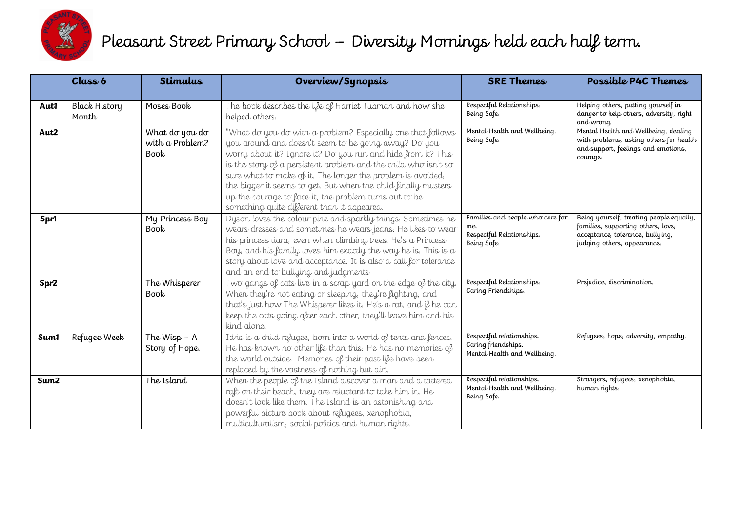# Pleasant Street Primary School – Diversity Mornings held each half term.

| | Class 6 | Stimulus | Overview/Synopsis | SRE Themes | Possible P4C Themes |
|---|---|---|---|---|---|
| **Aut1** | Black History Month | Moses Book | The book describes the life of Harriet Tubman and how she helped others. | Respectful Relationships. Being Safe. | Helping others, putting yourself in danger to help others, adversity, right and wrong. |
| **Aut2** | | What do you do with a Problem? Book | "What do you do with a problem? Especially one that follows you around and doesn't seem to be going away? Do you worry about it? Ignore it? Do you run and hide from it? This is the story of a persistent problem and the child who isn't so sure what to make of it. The longer the problem is avoided, the bigger it seems to get. But when the child finally musters up the courage to face it, the problem turns out to be something quite different than it appeared. | Mental Health and Wellbeing. Being Safe. | Mental Health and Wellbeing, dealing with problems, asking others for health and support, feelings and emotions, courage. |
| **Spr1** | | My Princess Boy Book | Dyson loves the colour pink and sparkly things. Sometimes he wears dresses and sometimes he wears jeans. He likes to wear his princess tiara, even when climbing trees. He's a Princess Boy, and his family loves him exactly the way he is. This is a story about love and acceptance. It is also a call for tolerance and an end to bullying and judgments | Families and people who care for me. Respectful Relationships. Being Safe. | Being yourself, treating people equally, families, supporting others, love, acceptance, tolerance, bullying, judging others, appearance. |
| **Spr2** | | The Whisperer Book | Two gangs of cats live in a scrap yard on the edge of the city. When they're not eating or sleeping, they're fighting, and that's just how The Whisperer likes it. He's a rat, and if he can keep the cats going after each other, they'll leave him and his kind alone. | Respectful Relationships. Caring Friendships. | Prejudice, discrimination. |
| **Sum1** | Refugee Week | The Wisp – A Story of Hope. | Idris is a child refugee, born into a world of tents and fences. He has known no other life than this. He has no memories of the world outside. Memories of their past life have been replaced by the vastness of nothing but dirt. | Respectful relationships. Caring friendships. Mental Health and Wellbeing. | Refugees, hope, adversity, empathy. |
| **Sum2** | | The Island | When the people of the Island discover a man and a tattered raft on their beach, they are reluctant to take him in. He doesn't look like them. The Island is an astonishing and powerful picture book about refugees, xenophobia, multiculturalism, social politics and human rights. | Respectful relationships. Mental Health and Wellbeing. Being Safe. | Strangers, refugees, xenophobia, human rights. |